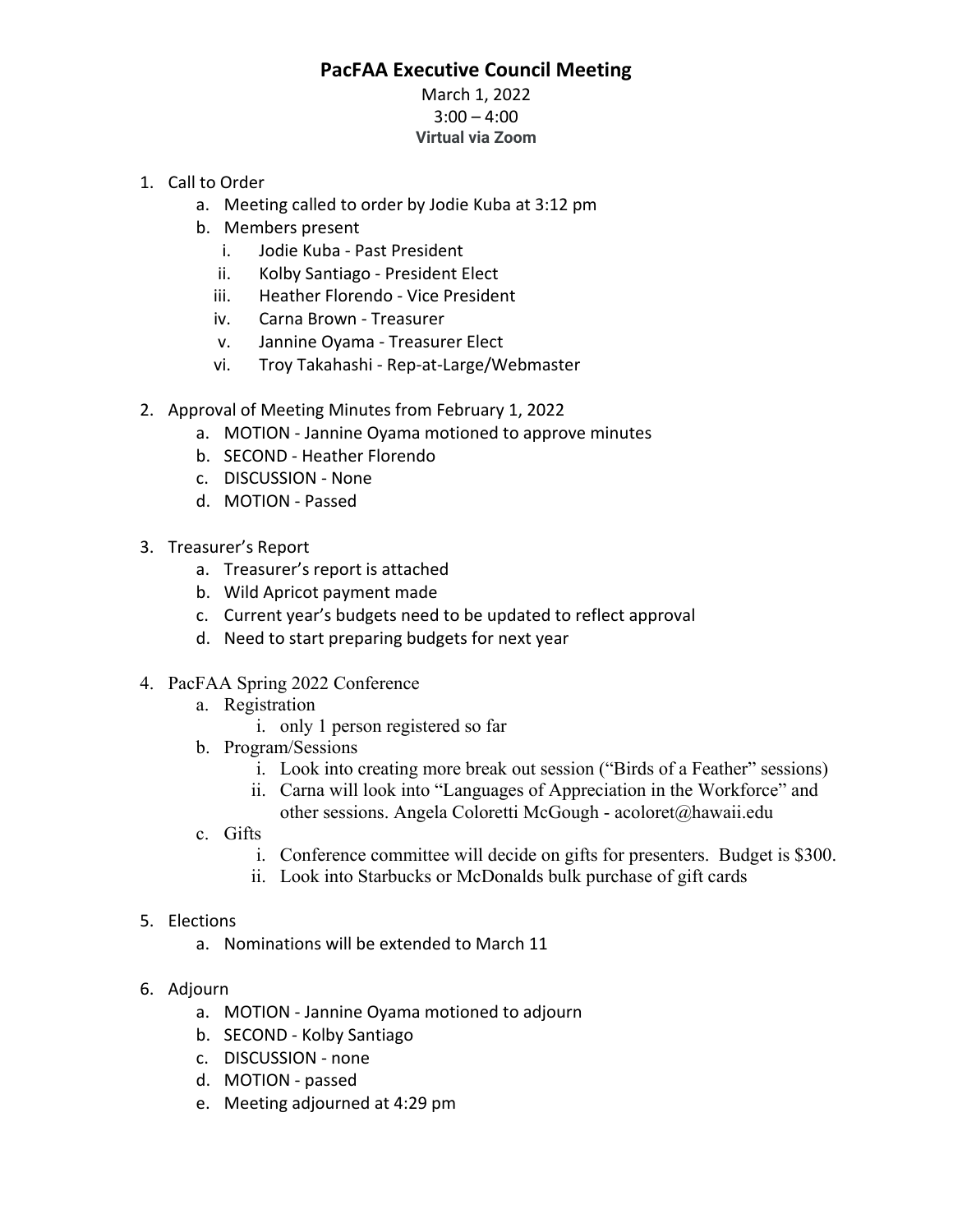# PacFAA Executive Council Meeting

March 1, 2022
3:00 – 4:00
**Virtual via Zoom**

1. Call to Order
    a. Meeting called to order by Jodie Kuba at 3:12 pm
    b. Members present
        i. Jodie Kuba - Past President
        ii. Kolby Santiago - President Elect
        iii. Heather Florendo - Vice President
        iv. Carna Brown - Treasurer
        v. Jannine Oyama - Treasurer Elect
        vi. Troy Takahashi - Rep-at-Large/Webmaster

2. Approval of Meeting Minutes from February 1, 2022
    a. MOTION - Jannine Oyama motioned to approve minutes
    b. SECOND - Heather Florendo
    c. DISCUSSION - None
    d. MOTION - Passed

3. Treasurer's Report
    a. Treasurer's report is attached
    b. Wild Apricot payment made
    c. Current year's budgets need to be updated to reflect approval
    d. Need to start preparing budgets for next year

4. PacFAA Spring 2022 Conference
    a. Registration
        i. only 1 person registered so far
    b. Program/Sessions
        i. Look into creating more break out session ("Birds of a Feather" sessions)
        ii. Carna will look into "Languages of Appreciation in the Workforce" and other sessions. Angela Coloretti McGough - acoloret@hawaii.edu
    c. Gifts
        i. Conference committee will decide on gifts for presenters. Budget is $300.
        ii. Look into Starbucks or McDonalds bulk purchase of gift cards

5. Elections
    a. Nominations will be extended to March 11

6. Adjourn
    a. MOTION - Jannine Oyama motioned to adjourn
    b. SECOND - Kolby Santiago
    c. DISCUSSION - none
    d. MOTION - passed
    e. Meeting adjourned at 4:29 pm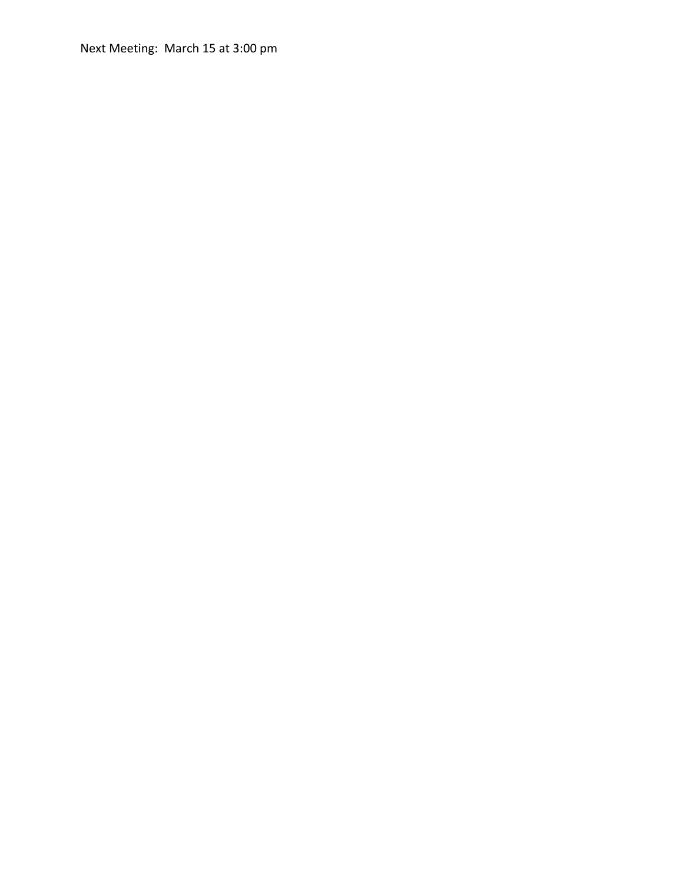Next Meeting:  March 15 at 3:00 pm